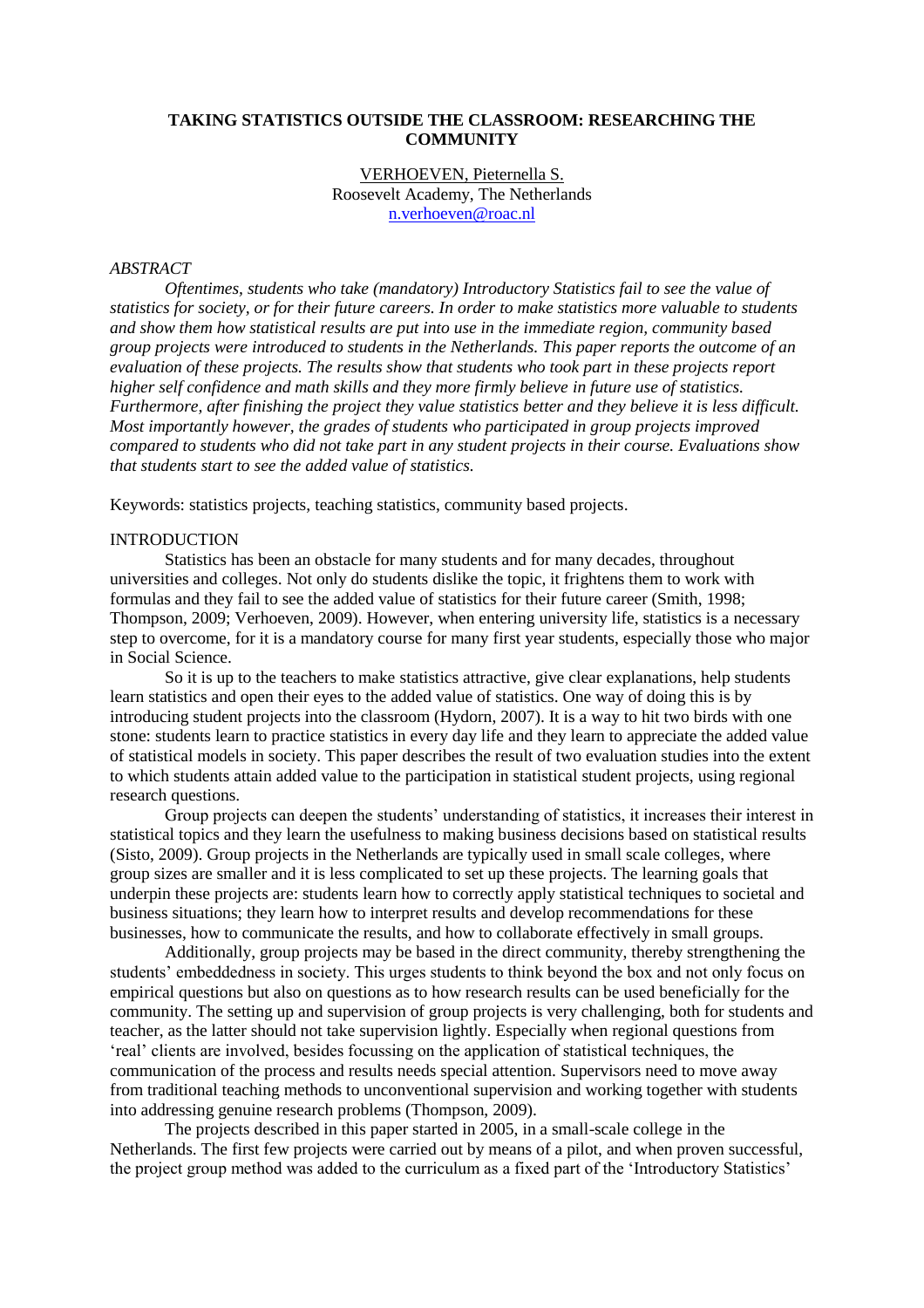# TAKING STATISTICS OUTSIDE THE CLASSROOM: RESEARCHING THE COMMUNITY

VERHOEVEN, Pieternella S.
Roosevelt Academy, The Netherlands
n.verhoeven@roac.nl

*ABSTRACT*

*Oftentimes, students who take (mandatory) Introductory Statistics fail to see the value of statistics for society, or for their future careers. In order to make statistics more valuable to students and show them how statistical results are put into use in the immediate region, community based group projects were introduced to students in the Netherlands. This paper reports the outcome of an evaluation of these projects. The results show that students who took part in these projects report higher self confidence and math skills and they more firmly believe in future use of statistics. Furthermore, after finishing the project they value statistics better and they believe it is less difficult. Most importantly however, the grades of students who participated in group projects improved compared to students who did not take part in any student projects in their course. Evaluations show that students start to see the added value of statistics.*

Keywords: statistics projects, teaching statistics, community based projects.

## INTRODUCTION

Statistics has been an obstacle for many students and for many decades, throughout universities and colleges. Not only do students dislike the topic, it frightens them to work with formulas and they fail to see the added value of statistics for their future career (Smith, 1998; Thompson, 2009; Verhoeven, 2009). However, when entering university life, statistics is a necessary step to overcome, for it is a mandatory course for many first year students, especially those who major in Social Science.

So it is up to the teachers to make statistics attractive, give clear explanations, help students learn statistics and open their eyes to the added value of statistics. One way of doing this is by introducing student projects into the classroom (Hydorn, 2007). It is a way to hit two birds with one stone: students learn to practice statistics in every day life and they learn to appreciate the added value of statistical models in society. This paper describes the result of two evaluation studies into the extent to which students attain added value to the participation in statistical student projects, using regional research questions.

Group projects can deepen the students' understanding of statistics, it increases their interest in statistical topics and they learn the usefulness to making business decisions based on statistical results (Sisto, 2009). Group projects in the Netherlands are typically used in small scale colleges, where group sizes are smaller and it is less complicated to set up these projects. The learning goals that underpin these projects are: students learn how to correctly apply statistical techniques to societal and business situations; they learn how to interpret results and develop recommendations for these businesses, how to communicate the results, and how to collaborate effectively in small groups.

Additionally, group projects may be based in the direct community, thereby strengthening the students' embeddedness in society. This urges students to think beyond the box and not only focus on empirical questions but also on questions as to how research results can be used beneficially for the community. The setting up and supervision of group projects is very challenging, both for students and teacher, as the latter should not take supervision lightly. Especially when regional questions from 'real' clients are involved, besides focussing on the application of statistical techniques, the communication of the process and results needs special attention. Supervisors need to move away from traditional teaching methods to unconventional supervision and working together with students into addressing genuine research problems (Thompson, 2009).

The projects described in this paper started in 2005, in a small-scale college in the Netherlands. The first few projects were carried out by means of a pilot, and when proven successful, the project group method was added to the curriculum as a fixed part of the 'Introductory Statistics'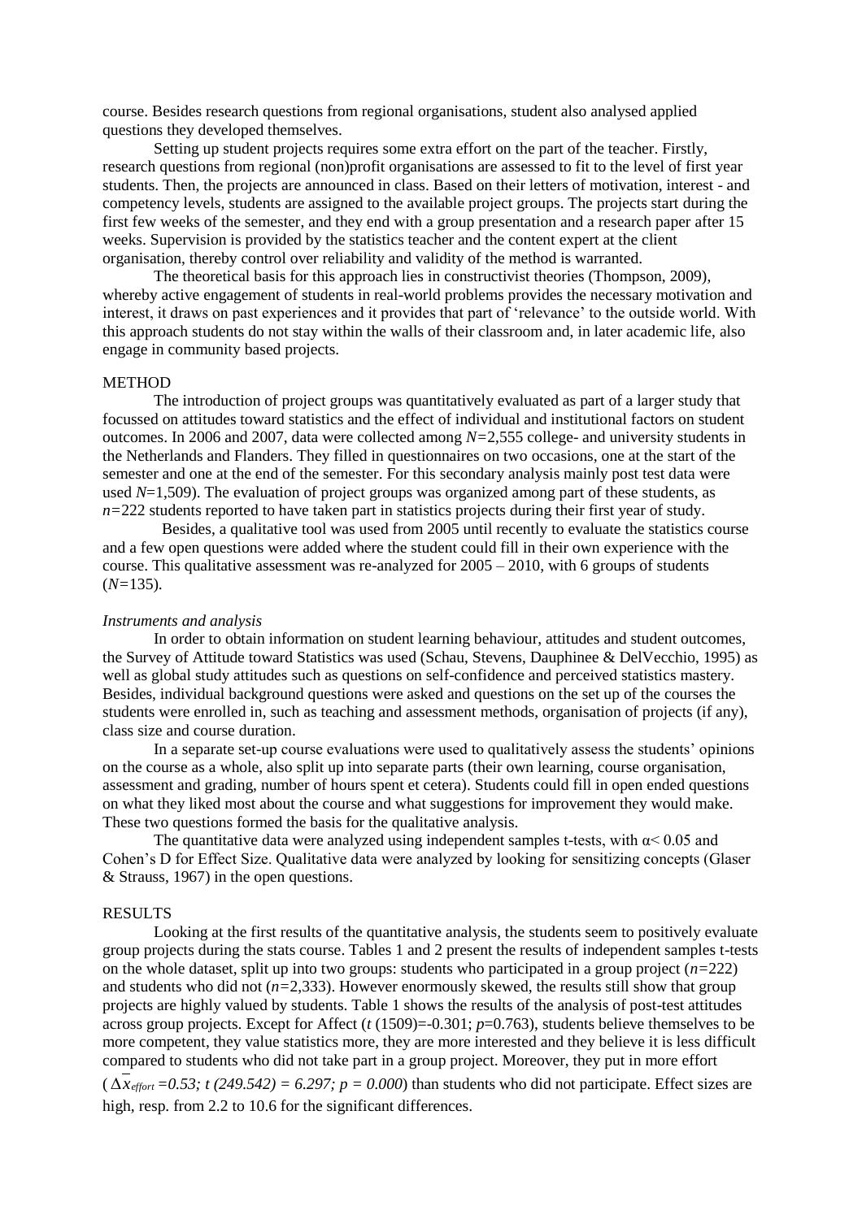course. Besides research questions from regional organisations, student also analysed applied questions they developed themselves.

Setting up student projects requires some extra effort on the part of the teacher. Firstly, research questions from regional (non)profit organisations are assessed to fit to the level of first year students. Then, the projects are announced in class. Based on their letters of motivation, interest - and competency levels, students are assigned to the available project groups. The projects start during the first few weeks of the semester, and they end with a group presentation and a research paper after 15 weeks. Supervision is provided by the statistics teacher and the content expert at the client organisation, thereby control over reliability and validity of the method is warranted.

The theoretical basis for this approach lies in constructivist theories (Thompson, 2009), whereby active engagement of students in real-world problems provides the necessary motivation and interest, it draws on past experiences and it provides that part of 'relevance' to the outside world. With this approach students do not stay within the walls of their classroom and, in later academic life, also engage in community based projects.

## METHOD

The introduction of project groups was quantitatively evaluated as part of a larger study that focussed on attitudes toward statistics and the effect of individual and institutional factors on student outcomes. In 2006 and 2007, data were collected among $N$=2,555 college- and university students in the Netherlands and Flanders. They filled in questionnaires on two occasions, one at the start of the semester and one at the end of the semester. For this secondary analysis mainly post test data were used $N$=1,509). The evaluation of project groups was organized among part of these students, as $n$=222 students reported to have taken part in statistics projects during their first year of study.

Besides, a qualitative tool was used from 2005 until recently to evaluate the statistics course and a few open questions were added where the student could fill in their own experience with the course. This qualitative assessment was re-analyzed for 2005 – 2010, with 6 groups of students ($N$=135).

### *Instruments and analysis*

In order to obtain information on student learning behaviour, attitudes and student outcomes, the Survey of Attitude toward Statistics was used (Schau, Stevens, Dauphinee & DelVecchio, 1995) as well as global study attitudes such as questions on self-confidence and perceived statistics mastery. Besides, individual background questions were asked and questions on the set up of the courses the students were enrolled in, such as teaching and assessment methods, organisation of projects (if any), class size and course duration.

In a separate set-up course evaluations were used to qualitatively assess the students' opinions on the course as a whole, also split up into separate parts (their own learning, course organisation, assessment and grading, number of hours spent et cetera). Students could fill in open ended questions on what they liked most about the course and what suggestions for improvement they would make. These two questions formed the basis for the qualitative analysis.

The quantitative data were analyzed using independent samples t-tests, with $\alpha < 0.05$ and Cohen's D for Effect Size. Qualitative data were analyzed by looking for sensitizing concepts (Glaser & Strauss, 1967) in the open questions.

## RESULTS

Looking at the first results of the quantitative analysis, the students seem to positively evaluate group projects during the stats course. Tables 1 and 2 present the results of independent samples t-tests on the whole dataset, split up into two groups: students who participated in a group project ($n$=222) and students who did not ($n$=2,333). However enormously skewed, the results still show that group projects are highly valued by students. Table 1 shows the results of the analysis of post-test attitudes across group projects. Except for Affect ($t$ (1509)=-0.301; $p$=0.763), students believe themselves to be more competent, they value statistics more, they are more interested and they believe it is less difficult compared to students who did not take part in a group project. Moreover, they put in more effort ($\Delta\overline{x}_{effort} = 0.53$; $t\ (249.542) = 6.297$; $p = 0.000$) than students who did not participate. Effect sizes are high, resp. from 2.2 to 10.6 for the significant differences.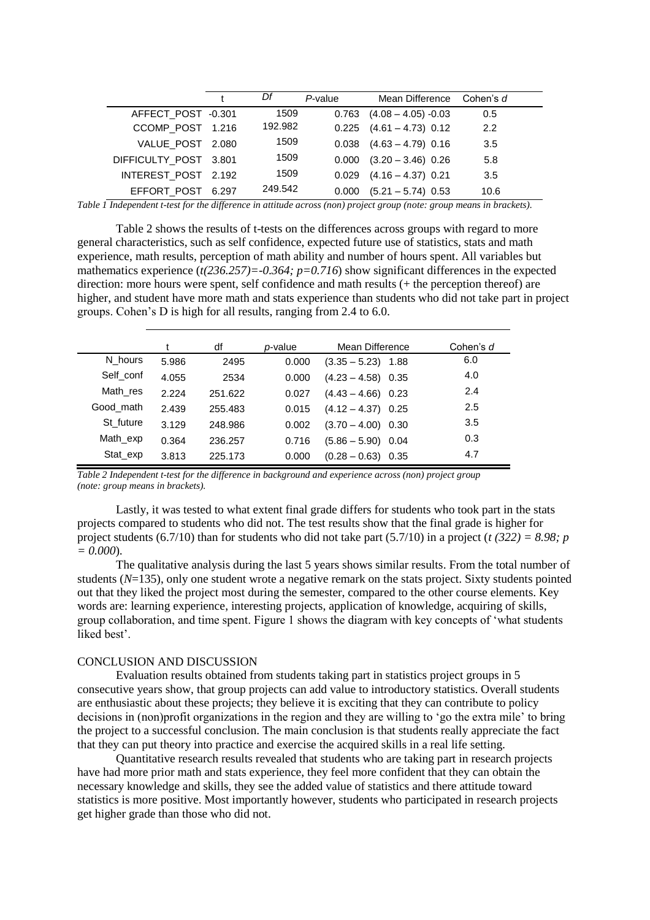| | t | *Df* | *P*-value | Mean Difference | Cohen's *d* |
|---|---|---|---|---|---|
| AFFECT_POST | -0.301 | 1509 | 0.763 | (4.08 – 4.05) -0.03 | 0.5 |
| CCOMP_POST | 1.216 | 192.982 | 0.225 | (4.61 – 4.73) 0.12 | 2.2 |
| VALUE_POST | 2.080 | 1509 | 0.038 | (4.63 – 4.79) 0.16 | 3.5 |
| DIFFICULTY_POST | 3.801 | 1509 | 0.000 | (3.20 – 3.46) 0.26 | 5.8 |
| INTEREST_POST | 2.192 | 1509 | 0.029 | (4.16 – 4.37) 0.21 | 3.5 |
| EFFORT_POST | 6.297 | 249.542 | 0.000 | (5.21 – 5.74) 0.53 | 10.6 |

*Table 1 Independent t-test for the difference in attitude across (non) project group (note: group means in brackets).*

Table 2 shows the results of t-tests on the differences across groups with regard to more general characteristics, such as self confidence, expected future use of statistics, stats and math experience, math results, perception of math ability and number of hours spent. All variables but mathematics experience (*t(236.257)=-0.364; p=0.716*) show significant differences in the expected direction: more hours were spent, self confidence and math results (+ the perception thereof) are higher, and student have more math and stats experience than students who did not take part in project groups. Cohen's D is high for all results, ranging from 2.4 to 6.0.

| | t | df | *p*-value | Mean Difference | Cohen's *d* |
|---|---|---|---|---|---|
| N_hours | 5.986 | 2495 | 0.000 | (3.35 – 5.23) 1.88 | 6.0 |
| Self_conf | 4.055 | 2534 | 0.000 | (4.23 – 4.58) 0.35 | 4.0 |
| Math_res | 2.224 | 251.622 | 0.027 | (4.43 – 4.66) 0.23 | 2.4 |
| Good_math | 2.439 | 255.483 | 0.015 | (4.12 – 4.37) 0.25 | 2.5 |
| St_future | 3.129 | 248.986 | 0.002 | (3.70 – 4.00) 0.30 | 3.5 |
| Math_exp | 0.364 | 236.257 | 0.716 | (5.86 – 5.90) 0.04 | 0.3 |
| Stat_exp | 3.813 | 225.173 | 0.000 | (0.28 – 0.63) 0.35 | 4.7 |

*Table 2 Independent t-test for the difference in background and experience across (non) project group (note: group means in brackets).*

Lastly, it was tested to what extent final grade differs for students who took part in the stats projects compared to students who did not. The test results show that the final grade is higher for project students (6.7/10) than for students who did not take part (5.7/10) in a project (*t (322) = 8.98; p = 0.000*).

The qualitative analysis during the last 5 years shows similar results. From the total number of students (*N*=135), only one student wrote a negative remark on the stats project. Sixty students pointed out that they liked the project most during the semester, compared to the other course elements. Key words are: learning experience, interesting projects, application of knowledge, acquiring of skills, group collaboration, and time spent. Figure 1 shows the diagram with key concepts of 'what students liked best'.

## CONCLUSION AND DISCUSSION

Evaluation results obtained from students taking part in statistics project groups in 5 consecutive years show, that group projects can add value to introductory statistics. Overall students are enthusiastic about these projects; they believe it is exciting that they can contribute to policy decisions in (non)profit organizations in the region and they are willing to 'go the extra mile' to bring the project to a successful conclusion. The main conclusion is that students really appreciate the fact that they can put theory into practice and exercise the acquired skills in a real life setting.

Quantitative research results revealed that students who are taking part in research projects have had more prior math and stats experience, they feel more confident that they can obtain the necessary knowledge and skills, they see the added value of statistics and there attitude toward statistics is more positive. Most importantly however, students who participated in research projects get higher grade than those who did not.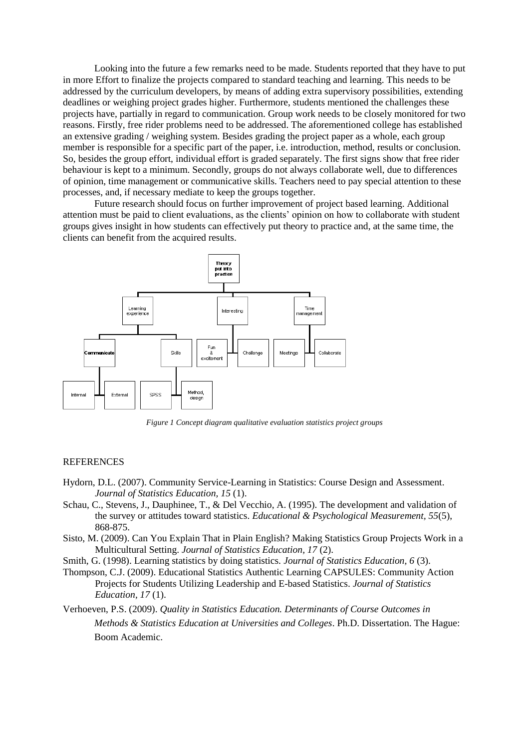Looking into the future a few remarks need to be made. Students reported that they have to put in more Effort to finalize the projects compared to standard teaching and learning. This needs to be addressed by the curriculum developers, by means of adding extra supervisory possibilities, extending deadlines or weighing project grades higher. Furthermore, students mentioned the challenges these projects have, partially in regard to communication. Group work needs to be closely monitored for two reasons. Firstly, free rider problems need to be addressed. The aforementioned college has established an extensive grading / weighing system. Besides grading the project paper as a whole, each group member is responsible for a specific part of the paper, i.e. introduction, method, results or conclusion. So, besides the group effort, individual effort is graded separately. The first signs show that free rider behaviour is kept to a minimum. Secondly, groups do not always collaborate well, due to differences of opinion, time management or communicative skills. Teachers need to pay special attention to these processes, and, if necessary mediate to keep the groups together.

Future research should focus on further improvement of project based learning. Additional attention must be paid to client evaluations, as the clients' opinion on how to collaborate with student groups gives insight in how students can effectively put theory to practice and, at the same time, the clients can benefit from the acquired results.

Theory put into practice

Learning experience

Interesting

Time management

Communicate

Skills

Fun & excitement

Challenge

Meetings

Collaborate

Internal

External

SPSS

Method, design

*Figure 1 Concept diagram qualitative evaluation statistics project groups*

## REFERENCES

Hydorn, D.L. (2007). Community Service-Learning in Statistics: Course Design and Assessment. *Journal of Statistics Education, 15* (1).

Schau, C., Stevens, J., Dauphinee, T., & Del Vecchio, A. (1995). The development and validation of the survey or attitudes toward statistics. *Educational & Psychological Measurement, 55*(5), 868-875.

Sisto, M. (2009). Can You Explain That in Plain English? Making Statistics Group Projects Work in a Multicultural Setting. *Journal of Statistics Education, 17* (2).

Smith, G. (1998). Learning statistics by doing statistics. *Journal of Statistics Education, 6* (3).

Thompson, C.J. (2009). Educational Statistics Authentic Learning CAPSULES: Community Action Projects for Students Utilizing Leadership and E-based Statistics. *Journal of Statistics Education, 17* (1).

Verhoeven, P.S. (2009). *Quality in Statistics Education. Determinants of Course Outcomes in Methods & Statistics Education at Universities and Colleges*. Ph.D. Dissertation. The Hague: Boom Academic.